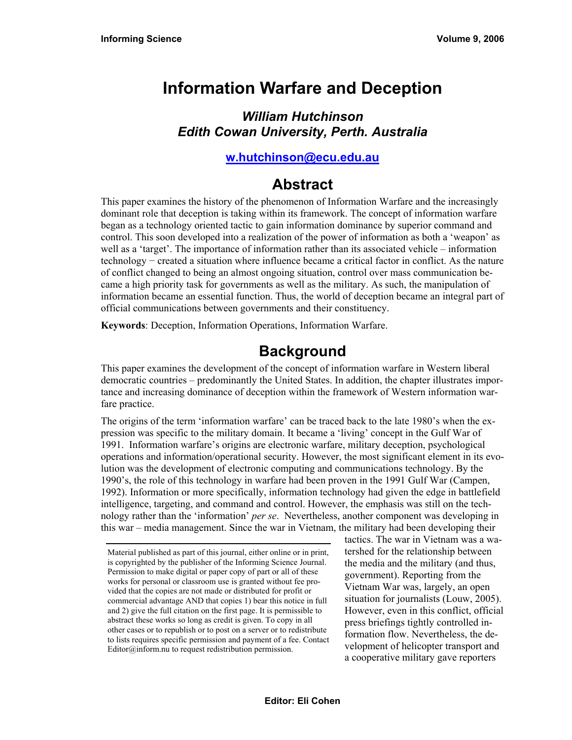# Information Warfare and Deception

### *William Hutchinson*
### *Edith Cowan University, Perth. Australia*

**w.hutchinson@ecu.edu.au**

## Abstract

This paper examines the history of the phenomenon of Information Warfare and the increasingly dominant role that deception is taking within its framework. The concept of information warfare began as a technology oriented tactic to gain information dominance by superior command and control. This soon developed into a realization of the power of information as both a 'weapon' as well as a 'target'. The importance of information rather than its associated vehicle – information technology − created a situation where influence became a critical factor in conflict. As the nature of conflict changed to being an almost ongoing situation, control over mass communication became a high priority task for governments as well as the military. As such, the manipulation of information became an essential function. Thus, the world of deception became an integral part of official communications between governments and their constituency.

**Keywords**: Deception, Information Operations, Information Warfare.

## Background

This paper examines the development of the concept of information warfare in Western liberal democratic countries – predominantly the United States. In addition, the chapter illustrates importance and increasing dominance of deception within the framework of Western information warfare practice.

The origins of the term 'information warfare' can be traced back to the late 1980's when the expression was specific to the military domain. It became a 'living' concept in the Gulf War of 1991. Information warfare's origins are electronic warfare, military deception, psychological operations and information/operational security. However, the most significant element in its evolution was the development of electronic computing and communications technology. By the 1990's, the role of this technology in warfare had been proven in the 1991 Gulf War (Campen, 1992). Information or more specifically, information technology had given the edge in battlefield intelligence, targeting, and command and control. However, the emphasis was still on the technology rather than the 'information' *per se*. Nevertheless, another component was developing in this war – media management. Since the war in Vietnam, the military had been developing their tactics. The war in Vietnam was a watershed for the relationship between the media and the military (and thus, government). Reporting from the Vietnam War was, largely, an open situation for journalists (Louw, 2005). However, even in this conflict, official press briefings tightly controlled information flow. Nevertheless, the development of helicopter transport and a cooperative military gave reporters

Material published as part of this journal, either online or in print, is copyrighted by the publisher of the Informing Science Journal. Permission to make digital or paper copy of part or all of these works for personal or classroom use is granted without fee provided that the copies are not made or distributed for profit or commercial advantage AND that copies 1) bear this notice in full and 2) give the full citation on the first page. It is permissible to abstract these works so long as credit is given. To copy in all other cases or to republish or to post on a server or to redistribute to lists requires specific permission and payment of a fee. Contact Editor@inform.nu to request redistribution permission.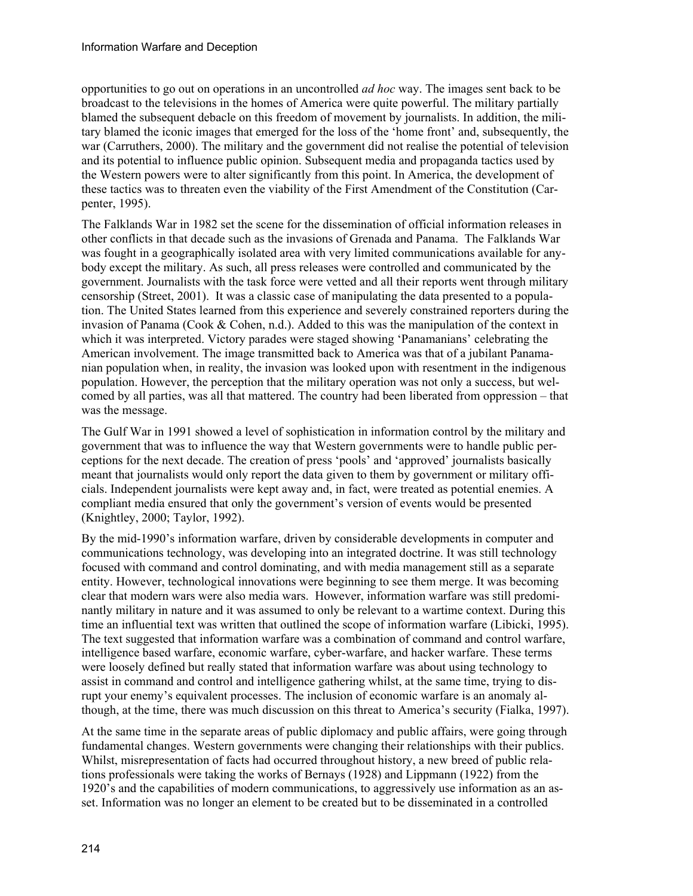opportunities to go out on operations in an uncontrolled *ad hoc* way. The images sent back to be broadcast to the televisions in the homes of America were quite powerful. The military partially blamed the subsequent debacle on this freedom of movement by journalists. In addition, the military blamed the iconic images that emerged for the loss of the 'home front' and, subsequently, the war (Carruthers, 2000). The military and the government did not realise the potential of television and its potential to influence public opinion. Subsequent media and propaganda tactics used by the Western powers were to alter significantly from this point. In America, the development of these tactics was to threaten even the viability of the First Amendment of the Constitution (Carpenter, 1995).

The Falklands War in 1982 set the scene for the dissemination of official information releases in other conflicts in that decade such as the invasions of Grenada and Panama. The Falklands War was fought in a geographically isolated area with very limited communications available for anybody except the military. As such, all press releases were controlled and communicated by the government. Journalists with the task force were vetted and all their reports went through military censorship (Street, 2001). It was a classic case of manipulating the data presented to a population. The United States learned from this experience and severely constrained reporters during the invasion of Panama (Cook & Cohen, n.d.). Added to this was the manipulation of the context in which it was interpreted. Victory parades were staged showing 'Panamanians' celebrating the American involvement. The image transmitted back to America was that of a jubilant Panamanian population when, in reality, the invasion was looked upon with resentment in the indigenous population. However, the perception that the military operation was not only a success, but welcomed by all parties, was all that mattered. The country had been liberated from oppression – that was the message.

The Gulf War in 1991 showed a level of sophistication in information control by the military and government that was to influence the way that Western governments were to handle public perceptions for the next decade. The creation of press 'pools' and 'approved' journalists basically meant that journalists would only report the data given to them by government or military officials. Independent journalists were kept away and, in fact, were treated as potential enemies. A compliant media ensured that only the government's version of events would be presented (Knightley, 2000; Taylor, 1992).

By the mid-1990's information warfare, driven by considerable developments in computer and communications technology, was developing into an integrated doctrine. It was still technology focused with command and control dominating, and with media management still as a separate entity. However, technological innovations were beginning to see them merge. It was becoming clear that modern wars were also media wars. However, information warfare was still predominantly military in nature and it was assumed to only be relevant to a wartime context. During this time an influential text was written that outlined the scope of information warfare (Libicki, 1995). The text suggested that information warfare was a combination of command and control warfare, intelligence based warfare, economic warfare, cyber-warfare, and hacker warfare. These terms were loosely defined but really stated that information warfare was about using technology to assist in command and control and intelligence gathering whilst, at the same time, trying to disrupt your enemy's equivalent processes. The inclusion of economic warfare is an anomaly although, at the time, there was much discussion on this threat to America's security (Fialka, 1997).

At the same time in the separate areas of public diplomacy and public affairs, were going through fundamental changes. Western governments were changing their relationships with their publics. Whilst, misrepresentation of facts had occurred throughout history, a new breed of public relations professionals were taking the works of Bernays (1928) and Lippmann (1922) from the 1920's and the capabilities of modern communications, to aggressively use information as an asset. Information was no longer an element to be created but to be disseminated in a controlled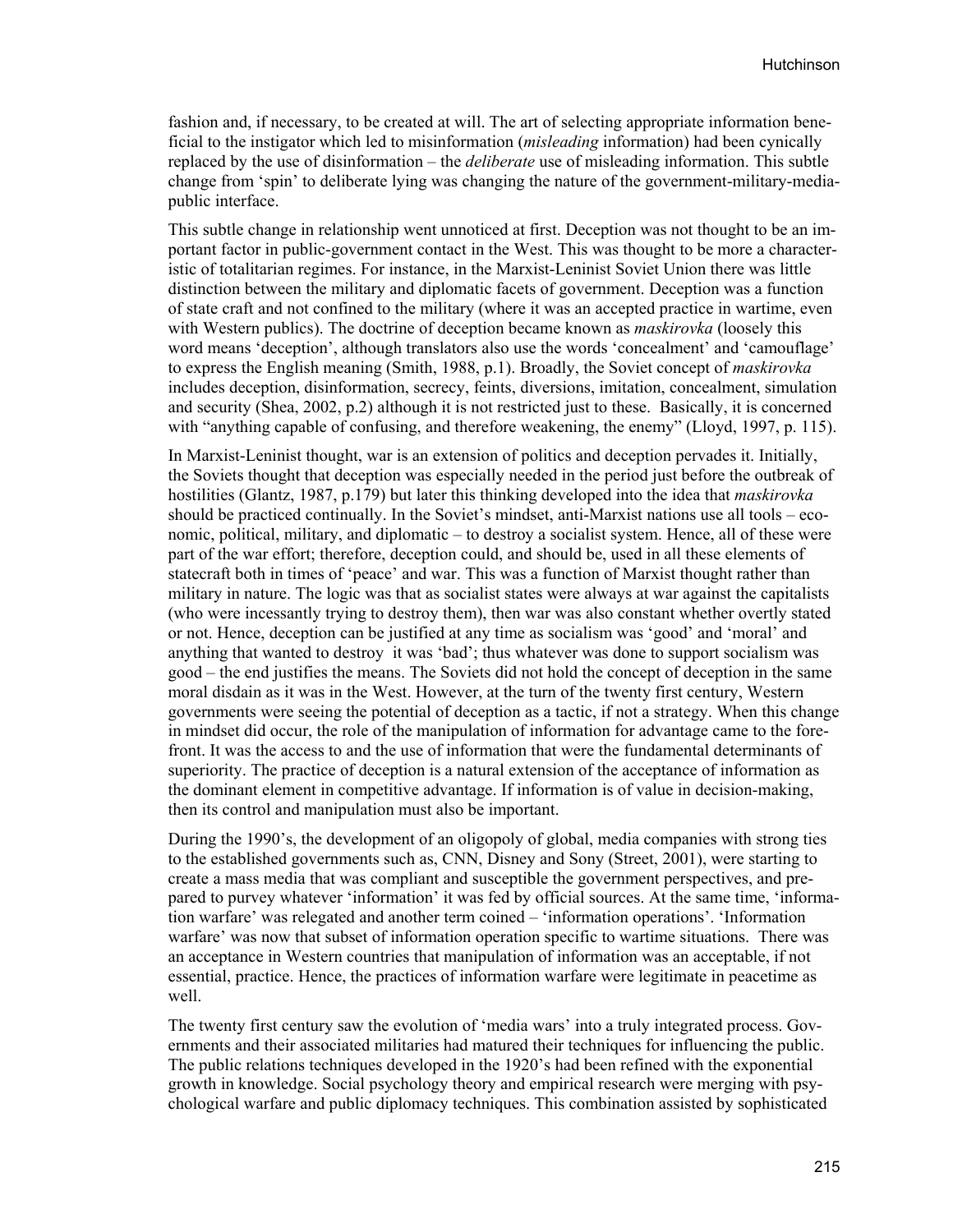fashion and, if necessary, to be created at will. The art of selecting appropriate information beneficial to the instigator which led to misinformation (*misleading* information) had been cynically replaced by the use of disinformation – the *deliberate* use of misleading information. This subtle change from 'spin' to deliberate lying was changing the nature of the government-military-media-public interface.

This subtle change in relationship went unnoticed at first. Deception was not thought to be an important factor in public-government contact in the West. This was thought to be more a characteristic of totalitarian regimes. For instance, in the Marxist-Leninist Soviet Union there was little distinction between the military and diplomatic facets of government. Deception was a function of state craft and not confined to the military (where it was an accepted practice in wartime, even with Western publics). The doctrine of deception became known as *maskirovka* (loosely this word means 'deception', although translators also use the words 'concealment' and 'camouflage' to express the English meaning (Smith, 1988, p.1). Broadly, the Soviet concept of *maskirovka* includes deception, disinformation, secrecy, feints, diversions, imitation, concealment, simulation and security (Shea, 2002, p.2) although it is not restricted just to these. Basically, it is concerned with "anything capable of confusing, and therefore weakening, the enemy" (Lloyd, 1997, p. 115).

In Marxist-Leninist thought, war is an extension of politics and deception pervades it. Initially, the Soviets thought that deception was especially needed in the period just before the outbreak of hostilities (Glantz, 1987, p.179) but later this thinking developed into the idea that *maskirovka* should be practiced continually. In the Soviet's mindset, anti-Marxist nations use all tools – economic, political, military, and diplomatic – to destroy a socialist system. Hence, all of these were part of the war effort; therefore, deception could, and should be, used in all these elements of statecraft both in times of 'peace' and war. This was a function of Marxist thought rather than military in nature. The logic was that as socialist states were always at war against the capitalists (who were incessantly trying to destroy them), then war was also constant whether overtly stated or not. Hence, deception can be justified at any time as socialism was 'good' and 'moral' and anything that wanted to destroy it was 'bad'; thus whatever was done to support socialism was good – the end justifies the means. The Soviets did not hold the concept of deception in the same moral disdain as it was in the West. However, at the turn of the twenty first century, Western governments were seeing the potential of deception as a tactic, if not a strategy. When this change in mindset did occur, the role of the manipulation of information for advantage came to the forefront. It was the access to and the use of information that were the fundamental determinants of superiority. The practice of deception is a natural extension of the acceptance of information as the dominant element in competitive advantage. If information is of value in decision-making, then its control and manipulation must also be important.

During the 1990's, the development of an oligopoly of global, media companies with strong ties to the established governments such as, CNN, Disney and Sony (Street, 2001), were starting to create a mass media that was compliant and susceptible the government perspectives, and prepared to purvey whatever 'information' it was fed by official sources. At the same time, 'information warfare' was relegated and another term coined – 'information operations'. 'Information warfare' was now that subset of information operation specific to wartime situations. There was an acceptance in Western countries that manipulation of information was an acceptable, if not essential, practice. Hence, the practices of information warfare were legitimate in peacetime as well.

The twenty first century saw the evolution of 'media wars' into a truly integrated process. Governments and their associated militaries had matured their techniques for influencing the public. The public relations techniques developed in the 1920's had been refined with the exponential growth in knowledge. Social psychology theory and empirical research were merging with psychological warfare and public diplomacy techniques. This combination assisted by sophisticated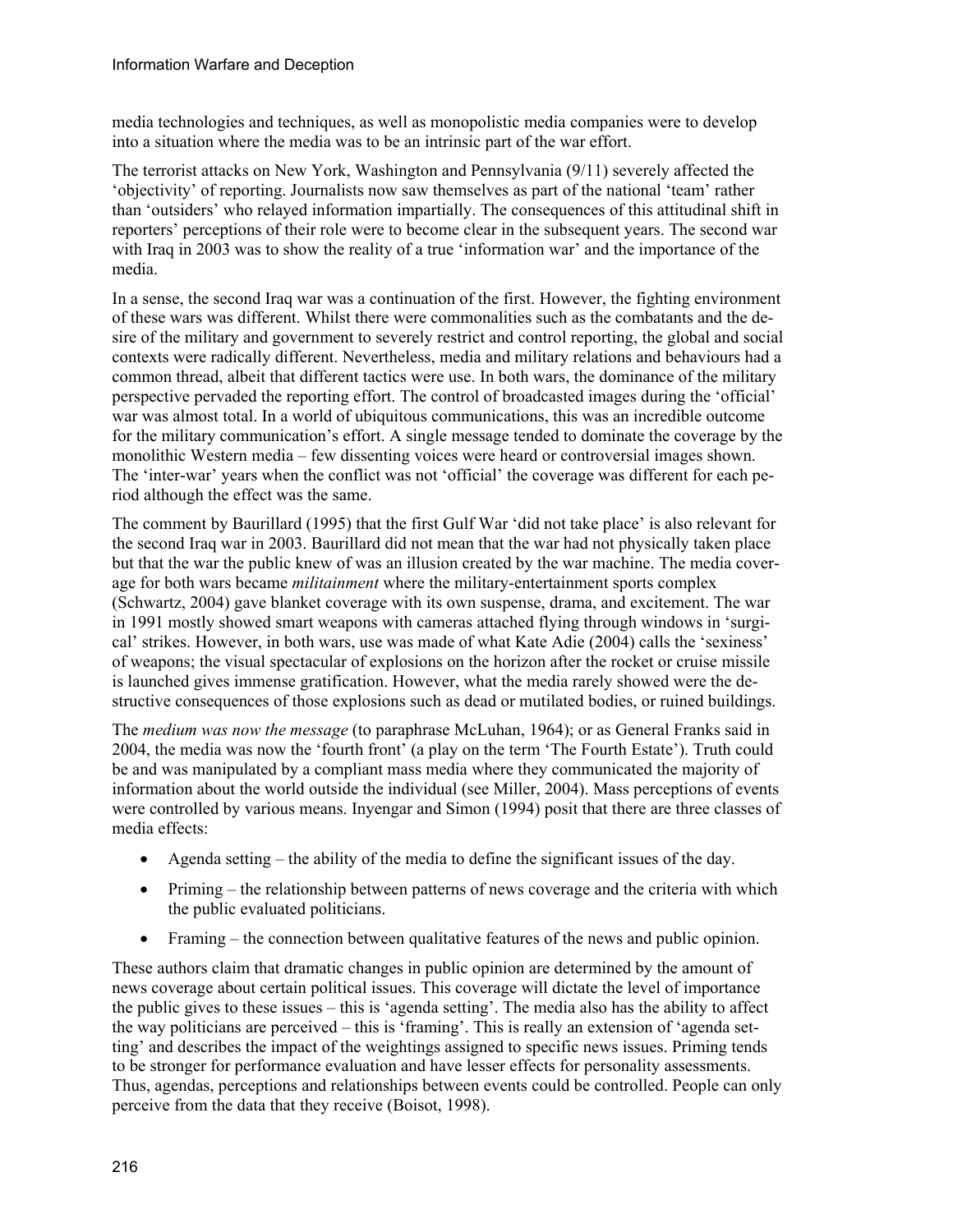media technologies and techniques, as well as monopolistic media companies were to develop into a situation where the media was to be an intrinsic part of the war effort.

The terrorist attacks on New York, Washington and Pennsylvania (9/11) severely affected the 'objectivity' of reporting. Journalists now saw themselves as part of the national 'team' rather than 'outsiders' who relayed information impartially. The consequences of this attitudinal shift in reporters' perceptions of their role were to become clear in the subsequent years. The second war with Iraq in 2003 was to show the reality of a true 'information war' and the importance of the media.

In a sense, the second Iraq war was a continuation of the first. However, the fighting environment of these wars was different. Whilst there were commonalities such as the combatants and the desire of the military and government to severely restrict and control reporting, the global and social contexts were radically different. Nevertheless, media and military relations and behaviours had a common thread, albeit that different tactics were use. In both wars, the dominance of the military perspective pervaded the reporting effort. The control of broadcasted images during the 'official' war was almost total. In a world of ubiquitous communications, this was an incredible outcome for the military communication's effort. A single message tended to dominate the coverage by the monolithic Western media – few dissenting voices were heard or controversial images shown. The 'inter-war' years when the conflict was not 'official' the coverage was different for each period although the effect was the same.

The comment by Baurillard (1995) that the first Gulf War 'did not take place' is also relevant for the second Iraq war in 2003. Baurillard did not mean that the war had not physically taken place but that the war the public knew of was an illusion created by the war machine. The media coverage for both wars became *militainment* where the military-entertainment sports complex (Schwartz, 2004) gave blanket coverage with its own suspense, drama, and excitement. The war in 1991 mostly showed smart weapons with cameras attached flying through windows in 'surgical' strikes. However, in both wars, use was made of what Kate Adie (2004) calls the 'sexiness' of weapons; the visual spectacular of explosions on the horizon after the rocket or cruise missile is launched gives immense gratification. However, what the media rarely showed were the destructive consequences of those explosions such as dead or mutilated bodies, or ruined buildings.

The *medium was now the message* (to paraphrase McLuhan, 1964); or as General Franks said in 2004, the media was now the 'fourth front' (a play on the term 'The Fourth Estate'). Truth could be and was manipulated by a compliant mass media where they communicated the majority of information about the world outside the individual (see Miller, 2004). Mass perceptions of events were controlled by various means. Inyengar and Simon (1994) posit that there are three classes of media effects:

- Agenda setting – the ability of the media to define the significant issues of the day.
- Priming – the relationship between patterns of news coverage and the criteria with which the public evaluated politicians.
- Framing – the connection between qualitative features of the news and public opinion.

These authors claim that dramatic changes in public opinion are determined by the amount of news coverage about certain political issues. This coverage will dictate the level of importance the public gives to these issues – this is 'agenda setting'. The media also has the ability to affect the way politicians are perceived – this is 'framing'. This is really an extension of 'agenda setting' and describes the impact of the weightings assigned to specific news issues. Priming tends to be stronger for performance evaluation and have lesser effects for personality assessments. Thus, agendas, perceptions and relationships between events could be controlled. People can only perceive from the data that they receive (Boisot, 1998).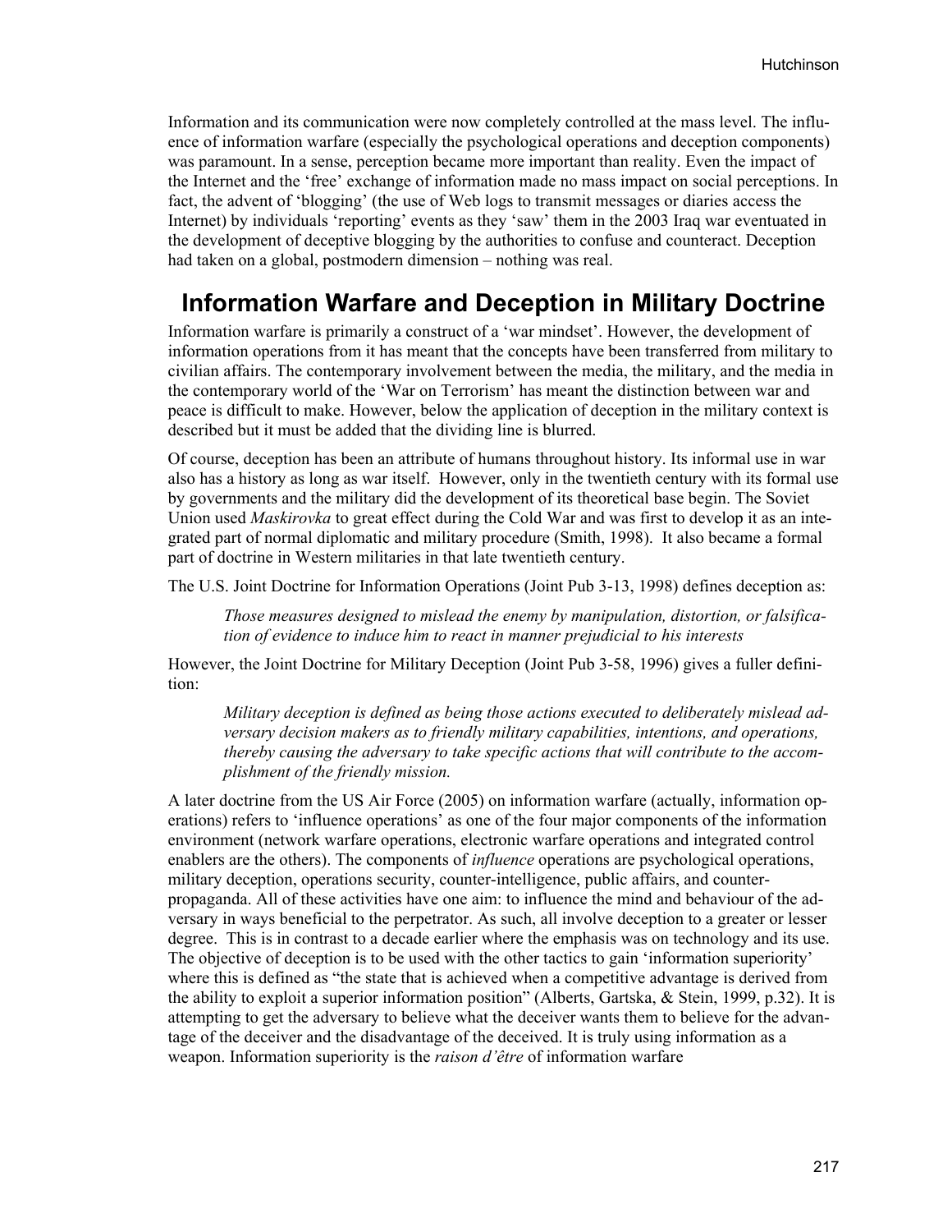Information and its communication were now completely controlled at the mass level. The influence of information warfare (especially the psychological operations and deception components) was paramount. In a sense, perception became more important than reality. Even the impact of the Internet and the 'free' exchange of information made no mass impact on social perceptions. In fact, the advent of 'blogging' (the use of Web logs to transmit messages or diaries access the Internet) by individuals 'reporting' events as they 'saw' them in the 2003 Iraq war eventuated in the development of deceptive blogging by the authorities to confuse and counteract. Deception had taken on a global, postmodern dimension – nothing was real.

## Information Warfare and Deception in Military Doctrine

Information warfare is primarily a construct of a 'war mindset'. However, the development of information operations from it has meant that the concepts have been transferred from military to civilian affairs. The contemporary involvement between the media, the military, and the media in the contemporary world of the 'War on Terrorism' has meant the distinction between war and peace is difficult to make. However, below the application of deception in the military context is described but it must be added that the dividing line is blurred.

Of course, deception has been an attribute of humans throughout history. Its informal use in war also has a history as long as war itself. However, only in the twentieth century with its formal use by governments and the military did the development of its theoretical base begin. The Soviet Union used *Maskirovka* to great effect during the Cold War and was first to develop it as an integrated part of normal diplomatic and military procedure (Smith, 1998). It also became a formal part of doctrine in Western militaries in that late twentieth century.

The U.S. Joint Doctrine for Information Operations (Joint Pub 3-13, 1998) defines deception as:

> *Those measures designed to mislead the enemy by manipulation, distortion, or falsification of evidence to induce him to react in manner prejudicial to his interests*

However, the Joint Doctrine for Military Deception (Joint Pub 3-58, 1996) gives a fuller definition:

> *Military deception is defined as being those actions executed to deliberately mislead adversary decision makers as to friendly military capabilities, intentions, and operations, thereby causing the adversary to take specific actions that will contribute to the accomplishment of the friendly mission.*

A later doctrine from the US Air Force (2005) on information warfare (actually, information operations) refers to 'influence operations' as one of the four major components of the information environment (network warfare operations, electronic warfare operations and integrated control enablers are the others). The components of *influence* operations are psychological operations, military deception, operations security, counter-intelligence, public affairs, and counter-propaganda. All of these activities have one aim: to influence the mind and behaviour of the adversary in ways beneficial to the perpetrator. As such, all involve deception to a greater or lesser degree. This is in contrast to a decade earlier where the emphasis was on technology and its use. The objective of deception is to be used with the other tactics to gain 'information superiority' where this is defined as "the state that is achieved when a competitive advantage is derived from the ability to exploit a superior information position" (Alberts, Gartska, & Stein, 1999, p.32). It is attempting to get the adversary to believe what the deceiver wants them to believe for the advantage of the deceiver and the disadvantage of the deceived. It is truly using information as a weapon. Information superiority is the *raison d'être* of information warfare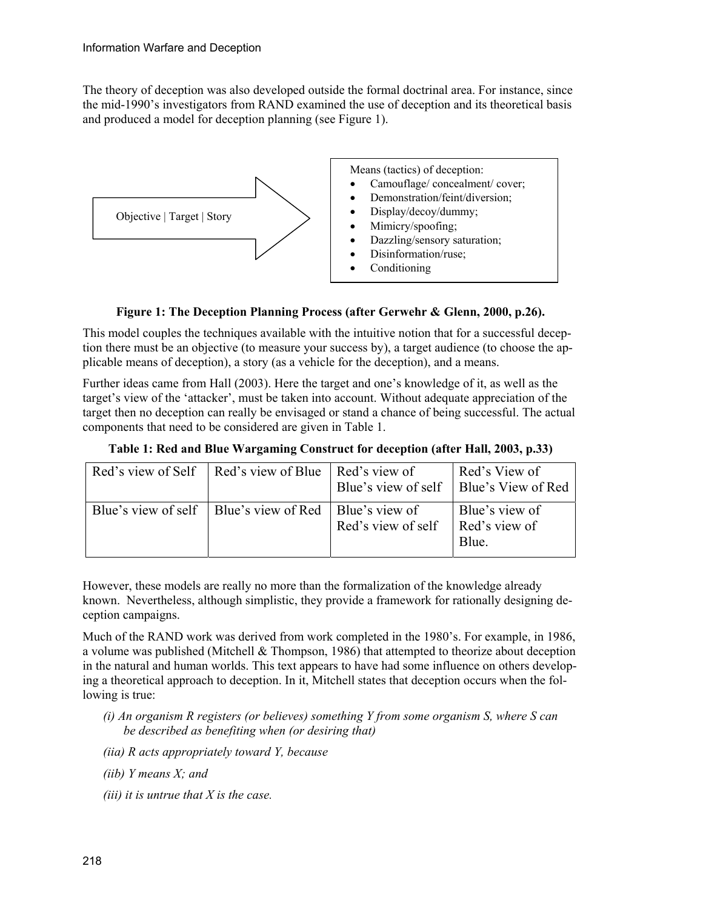The theory of deception was also developed outside the formal doctrinal area. For instance, since the mid-1990's investigators from RAND examined the use of deception and its theoretical basis and produced a model for deception planning (see Figure 1).

Objective | Target | Story

Means (tactics) of deception:

- Camouflage/ concealment/ cover;
- Demonstration/feint/diversion;
- Display/decoy/dummy;
- Mimicry/spoofing;
- Dazzling/sensory saturation;
- Disinformation/ruse;
- Conditioning

**Figure 1: The Deception Planning Process (after Gerwehr & Glenn, 2000, p.26).**

This model couples the techniques available with the intuitive notion that for a successful deception there must be an objective (to measure your success by), a target audience (to choose the applicable means of deception), a story (as a vehicle for the deception), and a means.

Further ideas came from Hall (2003). Here the target and one's knowledge of it, as well as the target's view of the 'attacker', must be taken into account. Without adequate appreciation of the target then no deception can really be envisaged or stand a chance of being successful. The actual components that need to be considered are given in Table 1.

**Table 1: Red and Blue Wargaming Construct for deception (after Hall, 2003, p.33)**

| Red's view of Self | Red's view of Blue | Red's view of Blue's view of self | Red's View of Blue's View of Red |
|---|---|---|---|
| Blue's view of self | Blue's view of Red | Blue's view of Red's view of self | Blue's view of Red's view of Blue. |

However, these models are really no more than the formalization of the knowledge already known. Nevertheless, although simplistic, they provide a framework for rationally designing deception campaigns.

Much of the RAND work was derived from work completed in the 1980's. For example, in 1986, a volume was published (Mitchell & Thompson, 1986) that attempted to theorize about deception in the natural and human worlds. This text appears to have had some influence on others developing a theoretical approach to deception. In it, Mitchell states that deception occurs when the following is true:

*(i) An organism R registers (or believes) something Y from some organism S, where S can be described as benefiting when (or desiring that)*

*(iia) R acts appropriately toward Y, because*

*(iib) Y means X; and*

*(iii) it is untrue that X is the case.*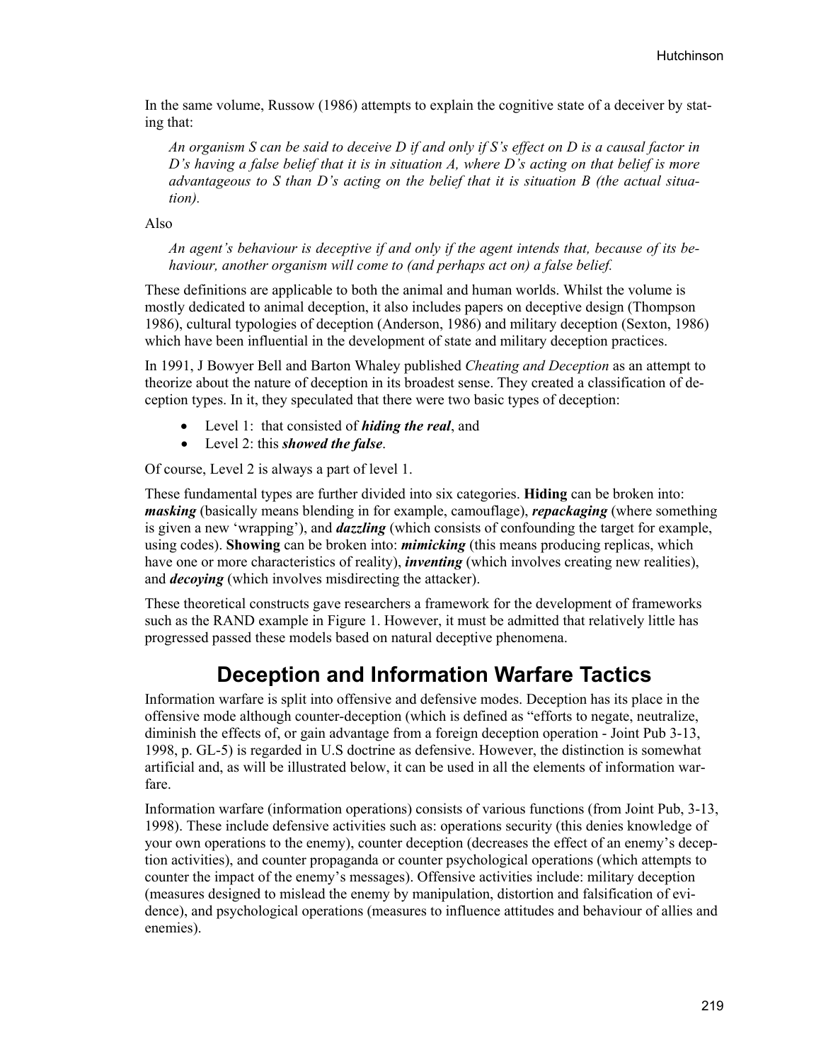In the same volume, Russow (1986) attempts to explain the cognitive state of a deceiver by stating that:

> *An organism S can be said to deceive D if and only if S's effect on D is a causal factor in D's having a false belief that it is in situation A, where D's acting on that belief is more advantageous to S than D's acting on the belief that it is situation B (the actual situation).*

Also

> *An agent's behaviour is deceptive if and only if the agent intends that, because of its behaviour, another organism will come to (and perhaps act on) a false belief.*

These definitions are applicable to both the animal and human worlds. Whilst the volume is mostly dedicated to animal deception, it also includes papers on deceptive design (Thompson 1986), cultural typologies of deception (Anderson, 1986) and military deception (Sexton, 1986) which have been influential in the development of state and military deception practices.

In 1991, J Bowyer Bell and Barton Whaley published *Cheating and Deception* as an attempt to theorize about the nature of deception in its broadest sense. They created a classification of deception types. In it, they speculated that there were two basic types of deception:

- Level 1: that consisted of ***hiding the real***, and
- Level 2: this ***showed the false***.

Of course, Level 2 is always a part of level 1.

These fundamental types are further divided into six categories. **Hiding** can be broken into: ***masking*** (basically means blending in for example, camouflage), ***repackaging*** (where something is given a new 'wrapping'), and ***dazzling*** (which consists of confounding the target for example, using codes). **Showing** can be broken into: ***mimicking*** (this means producing replicas, which have one or more characteristics of reality), ***inventing*** (which involves creating new realities), and ***decoying*** (which involves misdirecting the attacker).

These theoretical constructs gave researchers a framework for the development of frameworks such as the RAND example in Figure 1. However, it must be admitted that relatively little has progressed passed these models based on natural deceptive phenomena.

## Deception and Information Warfare Tactics

Information warfare is split into offensive and defensive modes. Deception has its place in the offensive mode although counter-deception (which is defined as "efforts to negate, neutralize, diminish the effects of, or gain advantage from a foreign deception operation - Joint Pub 3-13, 1998, p. GL-5) is regarded in U.S doctrine as defensive. However, the distinction is somewhat artificial and, as will be illustrated below, it can be used in all the elements of information warfare.

Information warfare (information operations) consists of various functions (from Joint Pub, 3-13, 1998). These include defensive activities such as: operations security (this denies knowledge of your own operations to the enemy), counter deception (decreases the effect of an enemy's deception activities), and counter propaganda or counter psychological operations (which attempts to counter the impact of the enemy's messages). Offensive activities include: military deception (measures designed to mislead the enemy by manipulation, distortion and falsification of evidence), and psychological operations (measures to influence attitudes and behaviour of allies and enemies).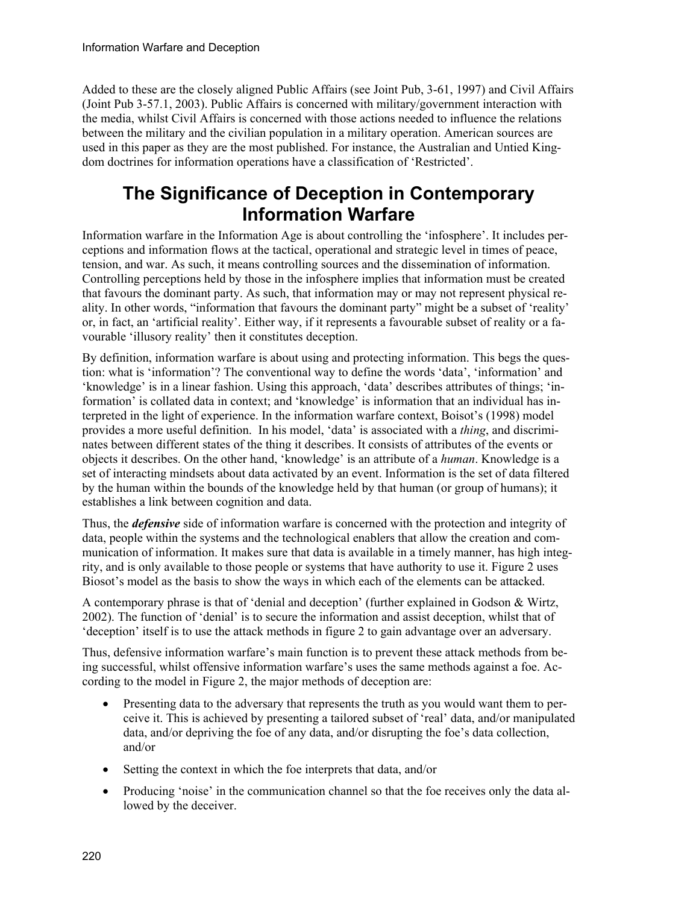Added to these are the closely aligned Public Affairs (see Joint Pub, 3-61, 1997) and Civil Affairs (Joint Pub 3-57.1, 2003). Public Affairs is concerned with military/government interaction with the media, whilst Civil Affairs is concerned with those actions needed to influence the relations between the military and the civilian population in a military operation. American sources are used in this paper as they are the most published. For instance, the Australian and Untied Kingdom doctrines for information operations have a classification of 'Restricted'.

## The Significance of Deception in Contemporary Information Warfare

Information warfare in the Information Age is about controlling the 'infosphere'. It includes perceptions and information flows at the tactical, operational and strategic level in times of peace, tension, and war. As such, it means controlling sources and the dissemination of information. Controlling perceptions held by those in the infosphere implies that information must be created that favours the dominant party. As such, that information may or may not represent physical reality. In other words, "information that favours the dominant party" might be a subset of 'reality' or, in fact, an 'artificial reality'. Either way, if it represents a favourable subset of reality or a favourable 'illusory reality' then it constitutes deception.

By definition, information warfare is about using and protecting information. This begs the question: what is 'information'? The conventional way to define the words 'data', 'information' and 'knowledge' is in a linear fashion. Using this approach, 'data' describes attributes of things; 'information' is collated data in context; and 'knowledge' is information that an individual has interpreted in the light of experience. In the information warfare context, Boisot's (1998) model provides a more useful definition. In his model, 'data' is associated with a *thing*, and discriminates between different states of the thing it describes. It consists of attributes of the events or objects it describes. On the other hand, 'knowledge' is an attribute of a *human*. Knowledge is a set of interacting mindsets about data activated by an event. Information is the set of data filtered by the human within the bounds of the knowledge held by that human (or group of humans); it establishes a link between cognition and data.

Thus, the ***defensive*** side of information warfare is concerned with the protection and integrity of data, people within the systems and the technological enablers that allow the creation and communication of information. It makes sure that data is available in a timely manner, has high integrity, and is only available to those people or systems that have authority to use it. Figure 2 uses Biosot's model as the basis to show the ways in which each of the elements can be attacked.

A contemporary phrase is that of 'denial and deception' (further explained in Godson & Wirtz, 2002). The function of 'denial' is to secure the information and assist deception, whilst that of 'deception' itself is to use the attack methods in figure 2 to gain advantage over an adversary.

Thus, defensive information warfare's main function is to prevent these attack methods from being successful, whilst offensive information warfare's uses the same methods against a foe. According to the model in Figure 2, the major methods of deception are:

- Presenting data to the adversary that represents the truth as you would want them to perceive it. This is achieved by presenting a tailored subset of 'real' data, and/or manipulated data, and/or depriving the foe of any data, and/or disrupting the foe's data collection, and/or
- Setting the context in which the foe interprets that data, and/or
- Producing 'noise' in the communication channel so that the foe receives only the data allowed by the deceiver.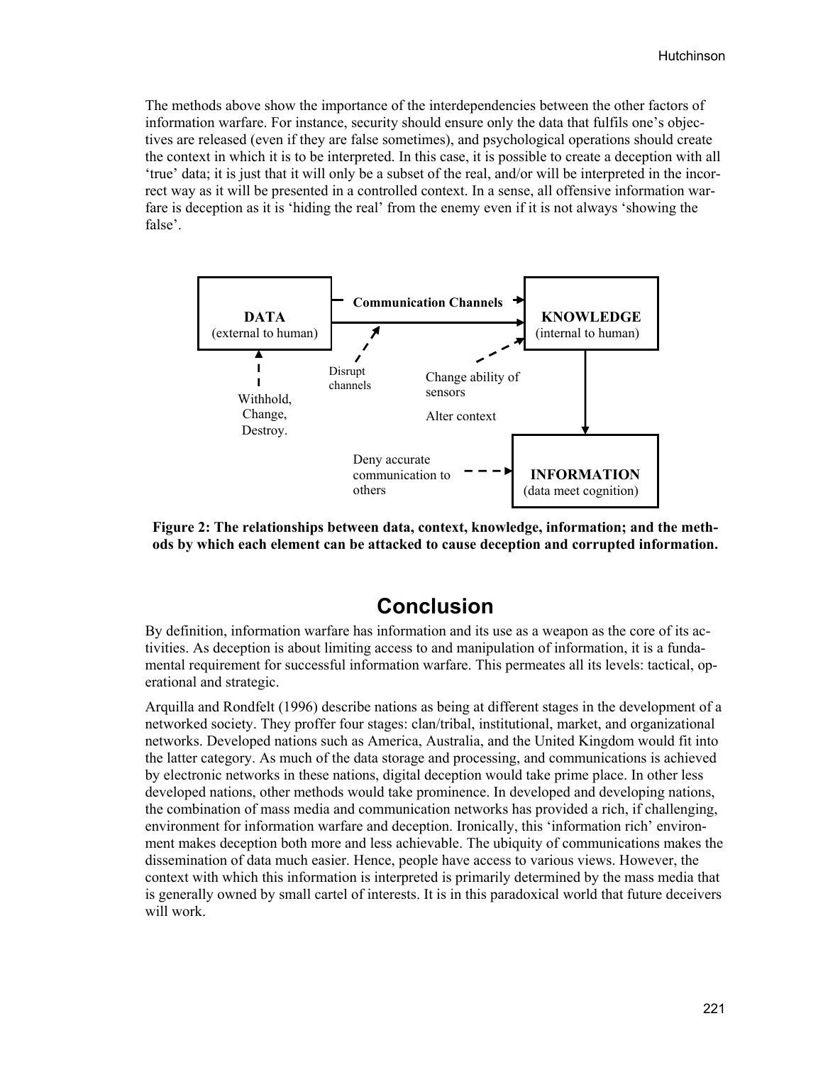The methods above show the importance of the interdependencies between the other factors of information warfare. For instance, security should ensure only the data that fulfils one's objectives are released (even if they are false sometimes), and psychological operations should create the context in which it is to be interpreted. In this case, it is possible to create a deception with all 'true' data; it is just that it will only be a subset of the real, and/or will be interpreted in the incorrect way as it will be presented in a controlled context. In a sense, all offensive information warfare is deception as it is 'hiding the real' from the enemy even if it is not always 'showing the false'.

DATA (external to human)

Communication Channels

KNOWLEDGE (internal to human)

Disrupt channels

Change ability of sensors

Alter context

Withhold, Change, Destroy.

Deny accurate communication to others

INFORMATION (data meet cognition)

**Figure 2: The relationships between data, context, knowledge, information; and the methods by which each element can be attacked to cause deception and corrupted information.**

# Conclusion

By definition, information warfare has information and its use as a weapon as the core of its activities. As deception is about limiting access to and manipulation of information, it is a fundamental requirement for successful information warfare. This permeates all its levels: tactical, operational and strategic.

Arquilla and Rondfelt (1996) describe nations as being at different stages in the development of a networked society. They proffer four stages: clan/tribal, institutional, market, and organizational networks. Developed nations such as America, Australia, and the United Kingdom would fit into the latter category. As much of the data storage and processing, and communications is achieved by electronic networks in these nations, digital deception would take prime place. In other less developed nations, other methods would take prominence. In developed and developing nations, the combination of mass media and communication networks has provided a rich, if challenging, environment for information warfare and deception. Ironically, this 'information rich' environment makes deception both more and less achievable. The ubiquity of communications makes the dissemination of data much easier. Hence, people have access to various views. However, the context with which this information is interpreted is primarily determined by the mass media that is generally owned by small cartel of interests. It is in this paradoxical world that future deceivers will work.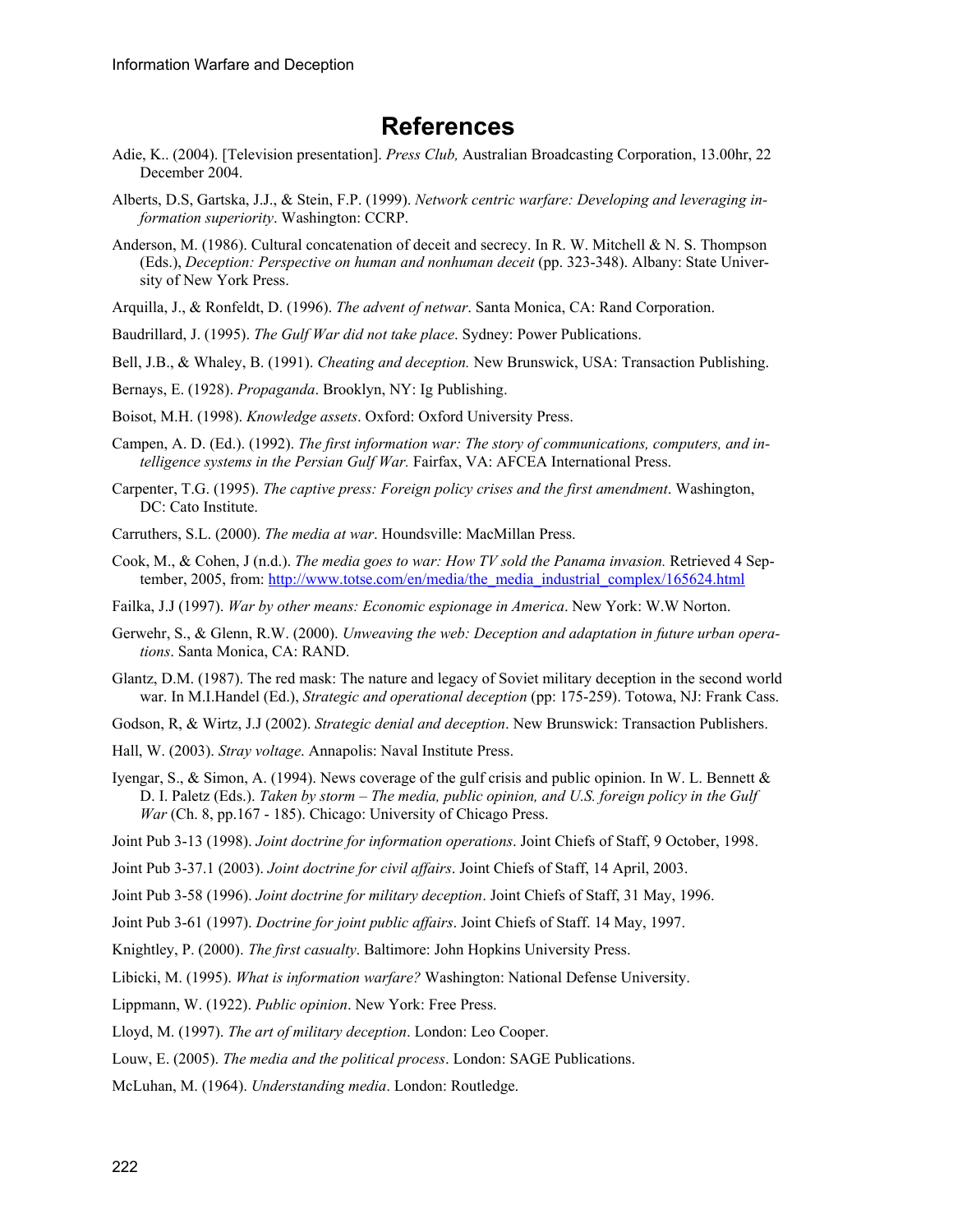# References

Adie, K.. (2004). [Television presentation]. *Press Club,* Australian Broadcasting Corporation, 13.00hr, 22 December 2004.

Alberts, D.S, Gartska, J.J., & Stein, F.P. (1999). *Network centric warfare: Developing and leveraging information superiority*. Washington: CCRP.

Anderson, M. (1986). Cultural concatenation of deceit and secrecy. In R. W. Mitchell & N. S. Thompson (Eds.), *Deception: Perspective on human and nonhuman deceit* (pp. 323-348). Albany: State University of New York Press.

Arquilla, J., & Ronfeldt, D. (1996). *The advent of netwar*. Santa Monica, CA: Rand Corporation.

Baudrillard, J. (1995). *The Gulf War did not take place*. Sydney: Power Publications.

Bell, J.B., & Whaley, B. (1991). *Cheating and deception.* New Brunswick, USA: Transaction Publishing.

Bernays, E. (1928). *Propaganda*. Brooklyn, NY: Ig Publishing.

Boisot, M.H. (1998). *Knowledge assets*. Oxford: Oxford University Press.

Campen, A. D. (Ed.). (1992). *The first information war: The story of communications, computers, and intelligence systems in the Persian Gulf War.* Fairfax, VA: AFCEA International Press.

Carpenter, T.G. (1995). *The captive press: Foreign policy crises and the first amendment*. Washington, DC: Cato Institute.

Carruthers, S.L. (2000). *The media at war*. Houndsville: MacMillan Press.

Cook, M., & Cohen, J (n.d.). *The media goes to war: How TV sold the Panama invasion.* Retrieved 4 September, 2005, from: http://www.totse.com/en/media/the_media_industrial_complex/165624.html

Failka, J.J (1997). *War by other means: Economic espionage in America*. New York: W.W Norton.

Gerwehr, S., & Glenn, R.W. (2000). *Unweaving the web: Deception and adaptation in future urban operations*. Santa Monica, CA: RAND.

Glantz, D.M. (1987). The red mask: The nature and legacy of Soviet military deception in the second world war. In M.I.Handel (Ed.), *Strategic and operational deception* (pp: 175-259). Totowa, NJ: Frank Cass.

Godson, R, & Wirtz, J.J (2002). *Strategic denial and deception*. New Brunswick: Transaction Publishers.

Hall, W. (2003). *Stray voltage*. Annapolis: Naval Institute Press.

Iyengar, S., & Simon, A. (1994). News coverage of the gulf crisis and public opinion. In W. L. Bennett & D. I. Paletz (Eds.). *Taken by storm – The media, public opinion, and U.S. foreign policy in the Gulf War* (Ch. 8, pp.167 - 185). Chicago: University of Chicago Press.

Joint Pub 3-13 (1998). *Joint doctrine for information operations*. Joint Chiefs of Staff, 9 October, 1998.

Joint Pub 3-37.1 (2003). *Joint doctrine for civil affairs*. Joint Chiefs of Staff, 14 April, 2003.

Joint Pub 3-58 (1996). *Joint doctrine for military deception*. Joint Chiefs of Staff, 31 May, 1996.

Joint Pub 3-61 (1997). *Doctrine for joint public affairs*. Joint Chiefs of Staff. 14 May, 1997.

Knightley, P. (2000). *The first casualty*. Baltimore: John Hopkins University Press.

Libicki, M. (1995). *What is information warfare?* Washington: National Defense University.

Lippmann, W. (1922). *Public opinion*. New York: Free Press.

Lloyd, M. (1997). *The art of military deception*. London: Leo Cooper.

Louw, E. (2005). *The media and the political process*. London: SAGE Publications.

McLuhan, M. (1964). *Understanding media*. London: Routledge.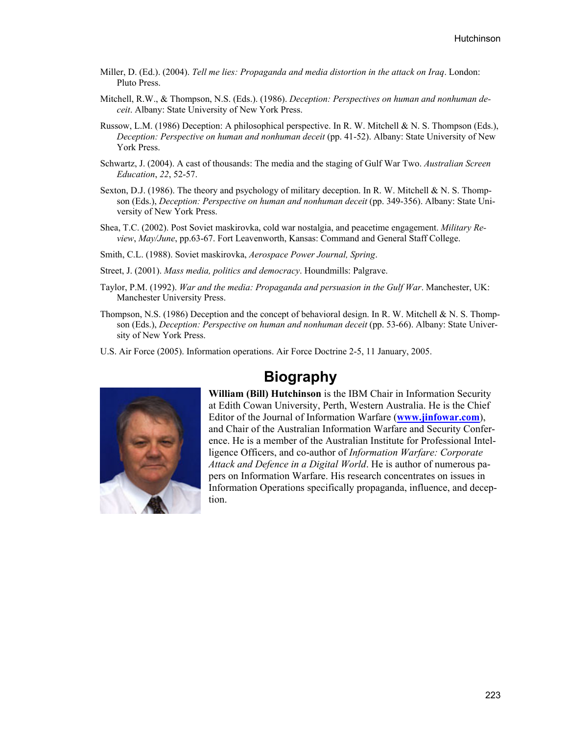Miller, D. (Ed.). (2004). *Tell me lies: Propaganda and media distortion in the attack on Iraq*. London: Pluto Press.

Mitchell, R.W., & Thompson, N.S. (Eds.). (1986). *Deception: Perspectives on human and nonhuman deceit*. Albany: State University of New York Press.

Russow, L.M. (1986) Deception: A philosophical perspective. In R. W. Mitchell & N. S. Thompson (Eds.), *Deception: Perspective on human and nonhuman deceit* (pp. 41-52). Albany: State University of New York Press.

Schwartz, J. (2004). A cast of thousands: The media and the staging of Gulf War Two. *Australian Screen Education*, *22*, 52-57.

Sexton, D.J. (1986). The theory and psychology of military deception. In R. W. Mitchell & N. S. Thompson (Eds.), *Deception: Perspective on human and nonhuman deceit* (pp. 349-356). Albany: State University of New York Press.

Shea, T.C. (2002). Post Soviet maskirovka, cold war nostalgia, and peacetime engagement. *Military Review*, *May/June*, pp.63-67. Fort Leavenworth, Kansas: Command and General Staff College.

Smith, C.L. (1988). Soviet maskirovka, *Aerospace Power Journal, Spring*.

Street, J. (2001). *Mass media, politics and democracy*. Houndmills: Palgrave.

Taylor, P.M. (1992). *War and the media: Propaganda and persuasion in the Gulf War*. Manchester, UK: Manchester University Press.

Thompson, N.S. (1986) Deception and the concept of behavioral design. In R. W. Mitchell & N. S. Thompson (Eds.), *Deception: Perspective on human and nonhuman deceit* (pp. 53-66). Albany: State University of New York Press.

U.S. Air Force (2005). Information operations. Air Force Doctrine 2-5, 11 January, 2005.

## Biography

**William (Bill) Hutchinson** is the IBM Chair in Information Security at Edith Cowan University, Perth, Western Australia. He is the Chief Editor of the Journal of Information Warfare (**www.jinfowar.com**), and Chair of the Australian Information Warfare and Security Conference. He is a member of the Australian Institute for Professional Intelligence Officers, and co-author of *Information Warfare: Corporate Attack and Defence in a Digital World*. He is author of numerous papers on Information Warfare. His research concentrates on issues in Information Operations specifically propaganda, influence, and deception.